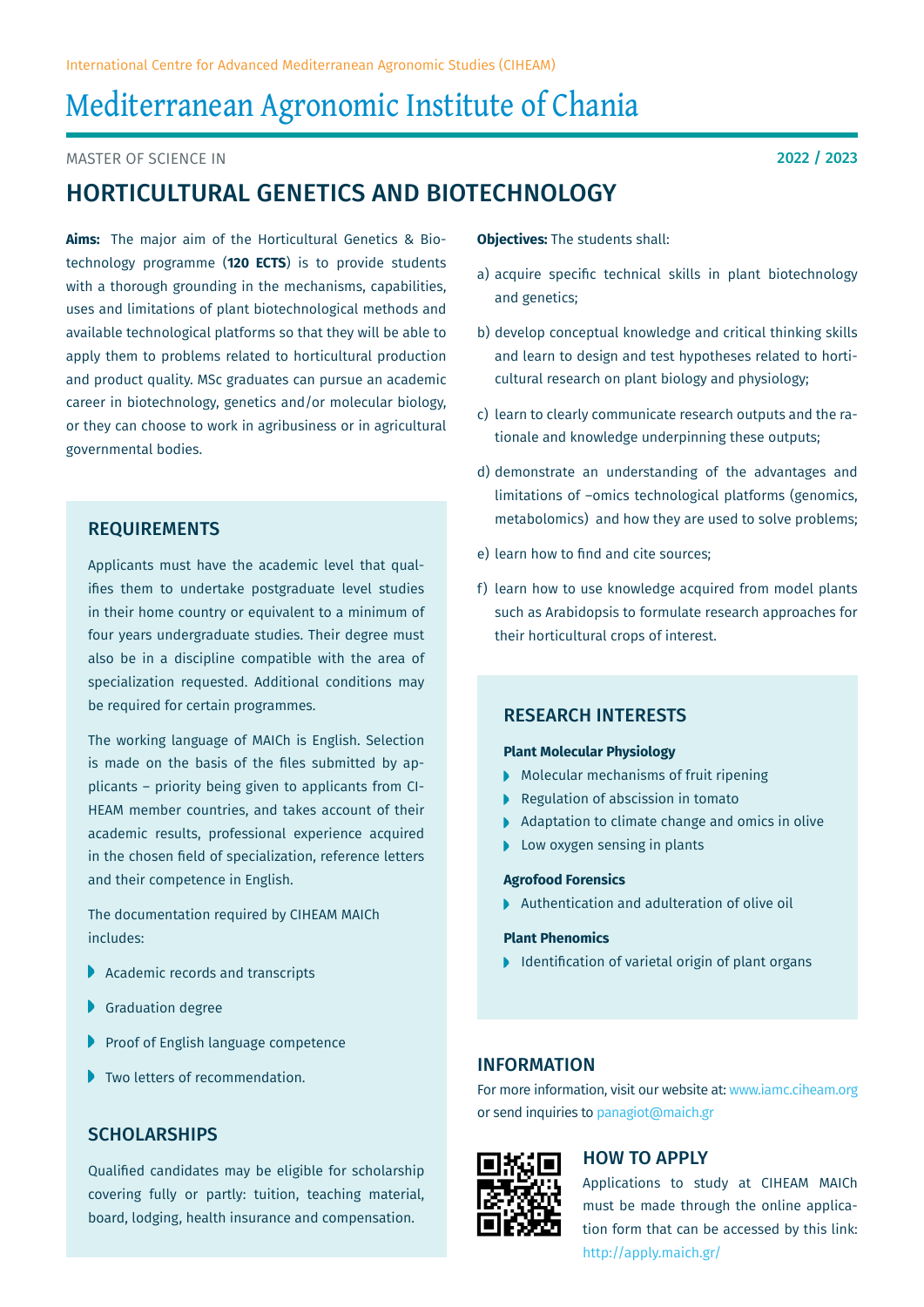International Centre for Advanced Mediterranean Agronomic Studies (CIHEAM)

# Mediterranean Agronomic Institute of Chania

MASTER OF SCIENCE IN

2022 / 2023

## HORTICULTURAL GENETICS AND BIOTECHNOLOGY

**Aims:** The major aim of the Horticultural Genetics & Biotechnology programme (**120 ECTS**) is to provide students with a thorough grounding in the mechanisms, capabilities, uses and limitations of plant biotechnological methods and available technological platforms so that they will be able to apply them to problems related to horticultural production and product quality. MSc graduates can pursue an academic career in biotechnology, genetics and/or molecular biology, or they can choose to work in agribusiness or in agricultural governmental bodies.

### REQUIREMENTS

Applicants must have the academic level that qualifies them to undertake postgraduate level studies in their home country or equivalent to a minimum of four years undergraduate studies. Their degree must also be in a discipline compatible with the area of specialization requested. Additional conditions may be required for certain programmes.

The working language of MAICh is English. Selection is made on the basis of the files submitted by applicants – priority being given to applicants from CIHEAM member countries, and takes account of their academic results, professional experience acquired in the chosen field of specialization, reference letters and their competence in English.

The documentation required by CIHEAM MAICh includes:

- Academic records and transcripts
- Graduation degree
- Proof of English language competence
- Two letters of recommendation.

### SCHOLARSHIPS

Qualified candidates may be eligible for scholarship covering fully or partly: tuition, teaching material, board, lodging, health insurance and compensation.

**Objectives:** The students shall:

a) acquire specific technical skills in plant biotechnology and genetics;

b) develop conceptual knowledge and critical thinking skills and learn to design and test hypotheses related to horticultural research on plant biology and physiology;

c) learn to clearly communicate research outputs and the rationale and knowledge underpinning these outputs;

d) demonstrate an understanding of the advantages and limitations of –omics technological platforms (genomics, metabolomics) and how they are used to solve problems;

e) learn how to find and cite sources;

f) learn how to use knowledge acquired from model plants such as Arabidopsis to formulate research approaches for their horticultural crops of interest.

### RESEARCH INTERESTS

**Plant Molecular Physiology**

- Molecular mechanisms of fruit ripening
- Regulation of abscission in tomato
- Adaptation to climate change and omics in olive
- Low oxygen sensing in plants

**Agrofood Forensics**

- Authentication and adulteration of olive oil

**Plant Phenomics**

- Identification of varietal origin of plant organs

### INFORMATION

For more information, visit our website at: www.iamc.ciheam.org or send inquiries to panagiot@maich.gr

### HOW TO APPLY

Applications to study at CIHEAM MAICh must be made through the online application form that can be accessed by this link: http://apply.maich.gr/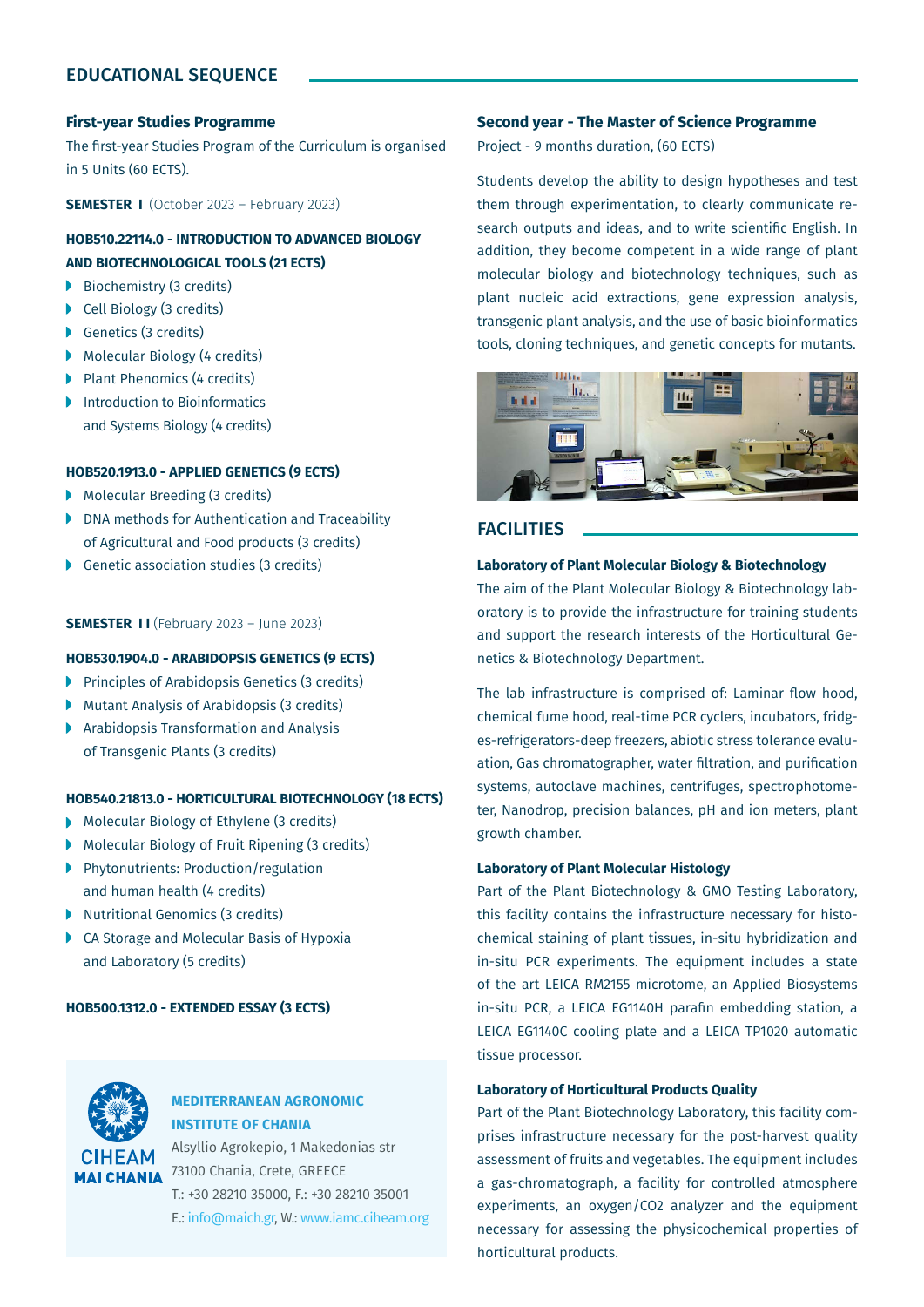## EDUCATIONAL SEQUENCE

### First-year Studies Programme

The first-year Studies Program of the Curriculum is organised in 5 Units (60 ECTS).

**SEMESTER I** (October 2023 – February 2023)

**HOB510.22114.0 - INTRODUCTION TO ADVANCED BIOLOGY AND BIOTECHNOLOGICAL TOOLS (21 ECTS)**

- Biochemistry (3 credits)
- Cell Biology (3 credits)
- Genetics (3 credits)
- Molecular Biology (4 credits)
- Plant Phenomics (4 credits)
- Introduction to Bioinformatics and Systems Biology (4 credits)

**HOB520.1913.0 - APPLIED GENETICS (9 ECTS)**

- Molecular Breeding (3 credits)
- DNA methods for Authentication and Traceability of Agricultural and Food products (3 credits)
- Genetic association studies (3 credits)

**SEMESTER II** (February 2023 – June 2023)

**HOB530.1904.0 - ARABIDOPSIS GENETICS (9 ECTS)**

- Principles of Arabidopsis Genetics (3 credits)
- Mutant Analysis of Arabidopsis (3 credits)
- Arabidopsis Transformation and Analysis of Transgenic Plants (3 credits)

**HOB540.21813.0 - HORTICULTURAL BIOTECHNOLOGY (18 ECTS)**

- Molecular Biology of Ethylene (3 credits)
- Molecular Biology of Fruit Ripening (3 credits)
- Phytonutrients: Production/regulation and human health (4 credits)
- Nutritional Genomics (3 credits)
- CA Storage and Molecular Basis of Hypoxia and Laboratory (5 credits)

**HOB500.1312.0 - EXTENDED ESSAY (3 ECTS)**

CIHEAM MAI CHANIA

**MEDITERRANEAN AGRONOMIC INSTITUTE OF CHANIA**
Alsyllio Agrokepio, 1 Makedonias str
73100 Chania, Crete, GREECE
T.: +30 28210 35000, F.: +30 28210 35001
E.: info@maich.gr, W.: www.iamc.ciheam.org

### Second year - The Master of Science Programme

Project - 9 months duration, (60 ECTS)

Students develop the ability to design hypotheses and test them through experimentation, to clearly communicate research outputs and ideas, and to write scientific English. In addition, they become competent in a wide range of plant molecular biology and biotechnology techniques, such as plant nucleic acid extractions, gene expression analysis, transgenic plant analysis, and the use of basic bioinformatics tools, cloning techniques, and genetic concepts for mutants.

## FACILITIES

**Laboratory of Plant Molecular Biology & Biotechnology**

The aim of the Plant Molecular Biology & Biotechnology laboratory is to provide the infrastructure for training students and support the research interests of the Horticultural Genetics & Biotechnology Department.

The lab infrastructure is comprised of: Laminar flow hood, chemical fume hood, real-time PCR cyclers, incubators, fridges-refrigerators-deep freezers, abiotic stress tolerance evaluation, Gas chromatographer, water filtration, and purification systems, autoclave machines, centrifuges, spectrophotometer, Nanodrop, precision balances, pH and ion meters, plant growth chamber.

**Laboratory of Plant Molecular Histology**

Part of the Plant Biotechnology & GMO Testing Laboratory, this facility contains the infrastructure necessary for histochemical staining of plant tissues, in-situ hybridization and in-situ PCR experiments. The equipment includes a state of the art LEICA RM2155 microtome, an Applied Biosystems in-situ PCR, a LEICA EG1140H parafin embedding station, a LEICA EG1140C cooling plate and a LEICA TP1020 automatic tissue processor.

**Laboratory of Horticultural Products Quality**

Part of the Plant Biotechnology Laboratory, this facility comprises infrastructure necessary for the post-harvest quality assessment of fruits and vegetables. The equipment includes a gas-chromatograph, a facility for controlled atmosphere experiments, an oxygen/$CO_2$ analyzer and the equipment necessary for assessing the physicochemical properties of horticultural products.